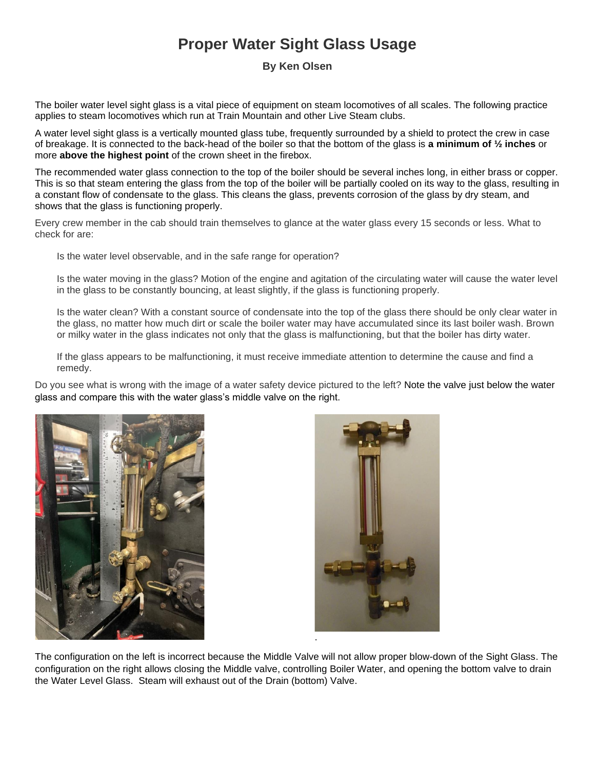# Proper Water Sight Glass Usage

**By Ken Olsen**

The boiler water level sight glass is a vital piece of equipment on steam locomotives of all scales. The following practice applies to steam locomotives which run at Train Mountain and other Live Steam clubs.

A water level sight glass is a vertically mounted glass tube, frequently surrounded by a shield to protect the crew in case of breakage. It is connected to the back-head of the boiler so that the bottom of the glass is **a minimum of ½ inches** or more **above the highest point** of the crown sheet in the firebox.

The recommended water glass connection to the top of the boiler should be several inches long, in either brass or copper. This is so that steam entering the glass from the top of the boiler will be partially cooled on its way to the glass, resulting in a constant flow of condensate to the glass. This cleans the glass, prevents corrosion of the glass by dry steam, and shows that the glass is functioning properly.

Every crew member in the cab should train themselves to glance at the water glass every 15 seconds or less. What to check for are:

Is the water level observable, and in the safe range for operation?

Is the water moving in the glass? Motion of the engine and agitation of the circulating water will cause the water level in the glass to be constantly bouncing, at least slightly, if the glass is functioning properly.

Is the water clean? With a constant source of condensate into the top of the glass there should be only clear water in the glass, no matter how much dirt or scale the boiler water may have accumulated since its last boiler wash. Brown or milky water in the glass indicates not only that the glass is malfunctioning, but that the boiler has dirty water.

If the glass appears to be malfunctioning, it must receive immediate attention to determine the cause and find a remedy.

Do you see what is wrong with the image of a water safety device pictured to the left? Note the valve just below the water glass and compare this with the water glass's middle valve on the right.

The configuration on the left is incorrect because the Middle Valve will not allow proper blow-down of the Sight Glass. The configuration on the right allows closing the Middle valve, controlling Boiler Water, and opening the bottom valve to drain the Water Level Glass. Steam will exhaust out of the Drain (bottom) Valve.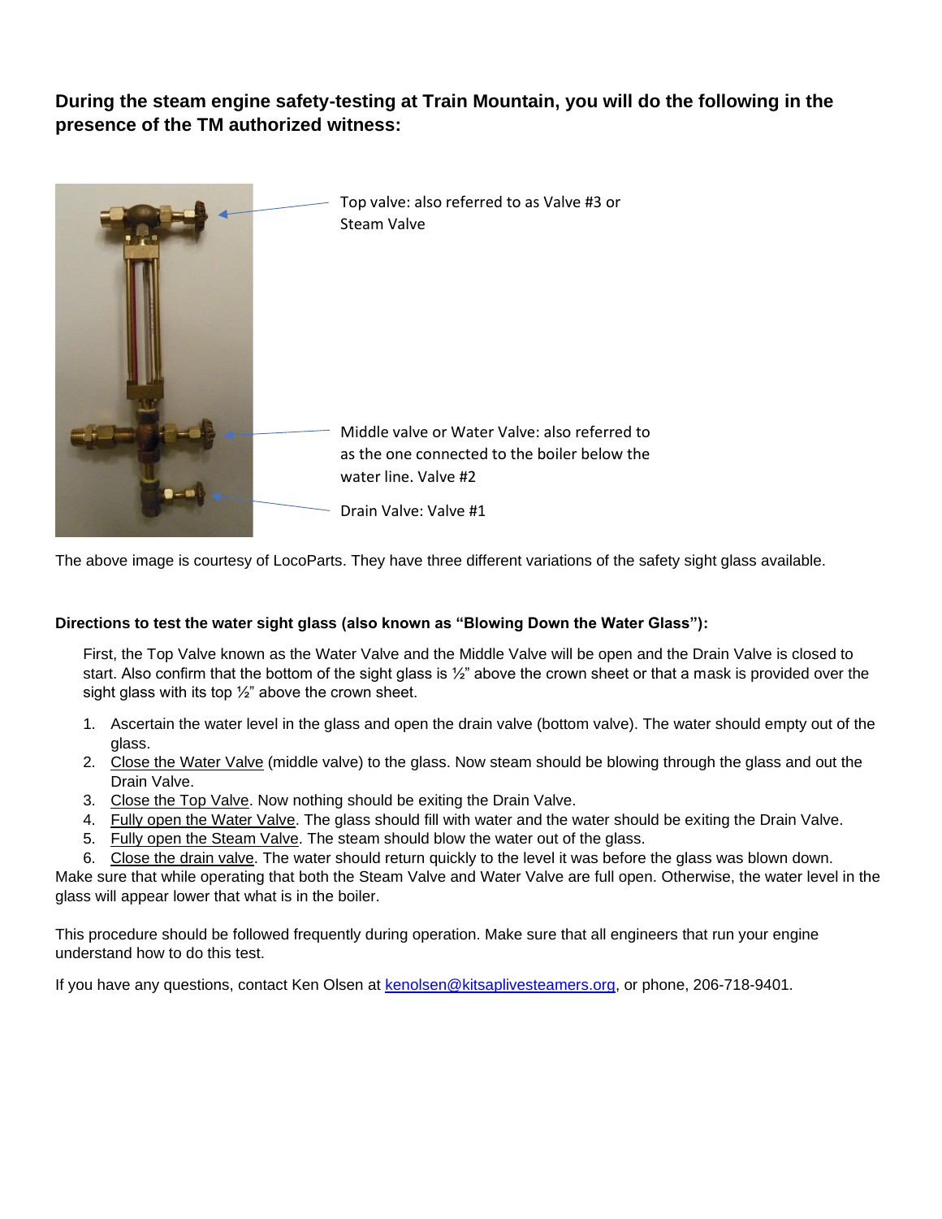**During the steam engine safety-testing at Train Mountain, you will do the following in the presence of the TM authorized witness:**

Top valve: also referred to as Valve #3 or Steam Valve

Middle valve or Water Valve: also referred to as the one connected to the boiler below the water line. Valve #2

Drain Valve: Valve #1

The above image is courtesy of LocoParts. They have three different variations of the safety sight glass available.

**Directions to test the water sight glass (also known as "Blowing Down the Water Glass"):**

First, the Top Valve known as the Water Valve and the Middle Valve will be open and the Drain Valve is closed to start. Also confirm that the bottom of the sight glass is ½" above the crown sheet or that a mask is provided over the sight glass with its top ½" above the crown sheet.

1. Ascertain the water level in the glass and open the drain valve (bottom valve). The water should empty out of the glass.
2. Close the Water Valve (middle valve) to the glass. Now steam should be blowing through the glass and out the Drain Valve.
3. Close the Top Valve. Now nothing should be exiting the Drain Valve.
4. Fully open the Water Valve. The glass should fill with water and the water should be exiting the Drain Valve.
5. Fully open the Steam Valve. The steam should blow the water out of the glass.
6. Close the drain valve. The water should return quickly to the level it was before the glass was blown down.

Make sure that while operating that both the Steam Valve and Water Valve are full open. Otherwise, the water level in the glass will appear lower that what is in the boiler.

This procedure should be followed frequently during operation. Make sure that all engineers that run your engine understand how to do this test.

If you have any questions, contact Ken Olsen at kenolsen@kitsaplivesteamers.org, or phone, 206-718-9401.